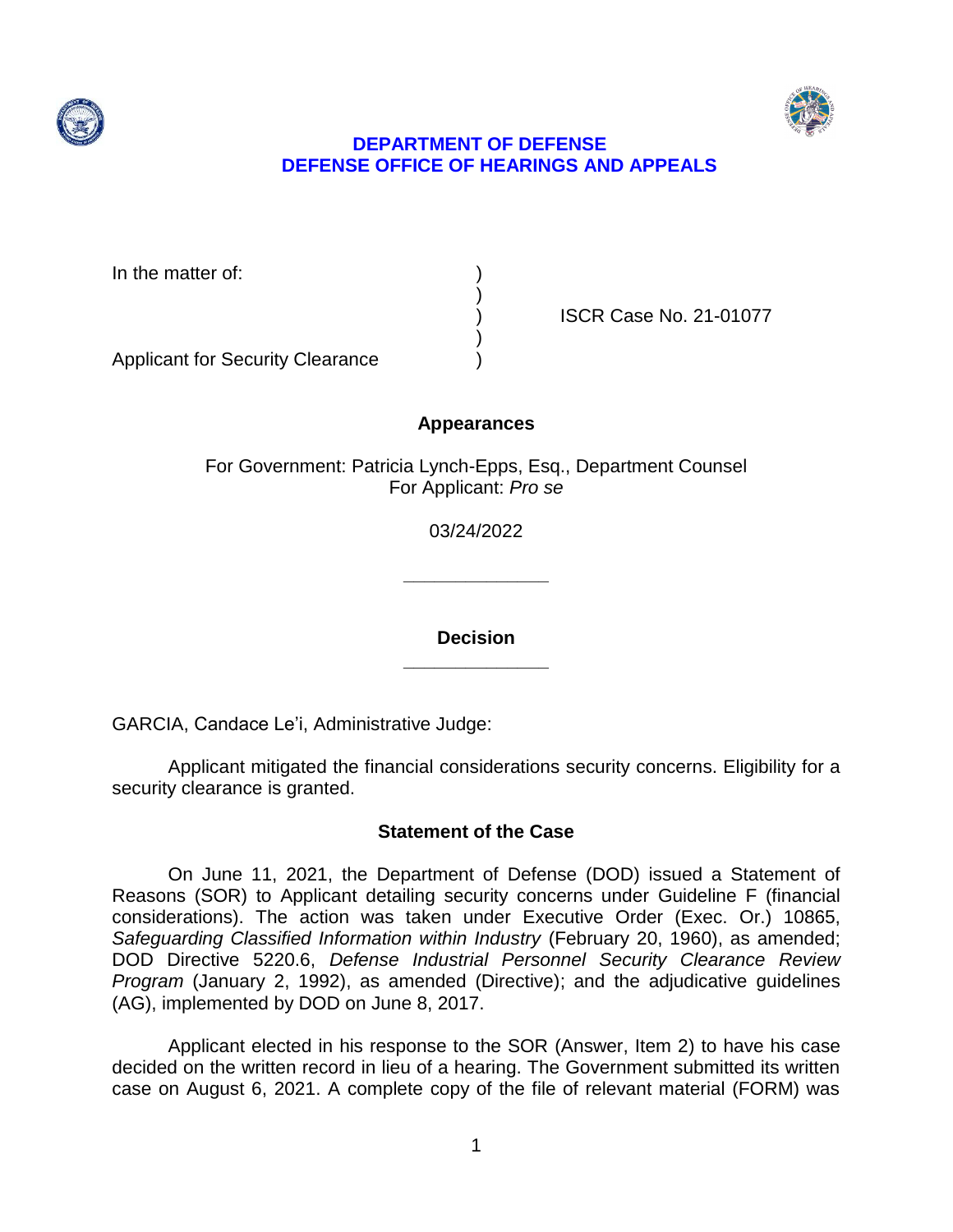**DEPARTMENT OF DEFENSE**
**DEFENSE OFFICE OF HEARINGS AND APPEALS**

| | | |
|---|---|---|
| In the matter of: | ) | |
| | ) | |
| | ) | ISCR Case No. 21-01077 |
| | ) | |
| Applicant for Security Clearance | ) | |

**Appearances**

For Government: Patricia Lynch-Epps, Esq., Department Counsel
For Applicant: *Pro se*

03/24/2022

______________

**Decision**

______________

GARCIA, Candace Le'i, Administrative Judge:

Applicant mitigated the financial considerations security concerns. Eligibility for a security clearance is granted.

## Statement of the Case

On June 11, 2021, the Department of Defense (DOD) issued a Statement of Reasons (SOR) to Applicant detailing security concerns under Guideline F (financial considerations). The action was taken under Executive Order (Exec. Or.) 10865, *Safeguarding Classified Information within Industry* (February 20, 1960), as amended; DOD Directive 5220.6, *Defense Industrial Personnel Security Clearance Review Program* (January 2, 1992), as amended (Directive); and the adjudicative guidelines (AG), implemented by DOD on June 8, 2017.

Applicant elected in his response to the SOR (Answer, Item 2) to have his case decided on the written record in lieu of a hearing. The Government submitted its written case on August 6, 2021. A complete copy of the file of relevant material (FORM) was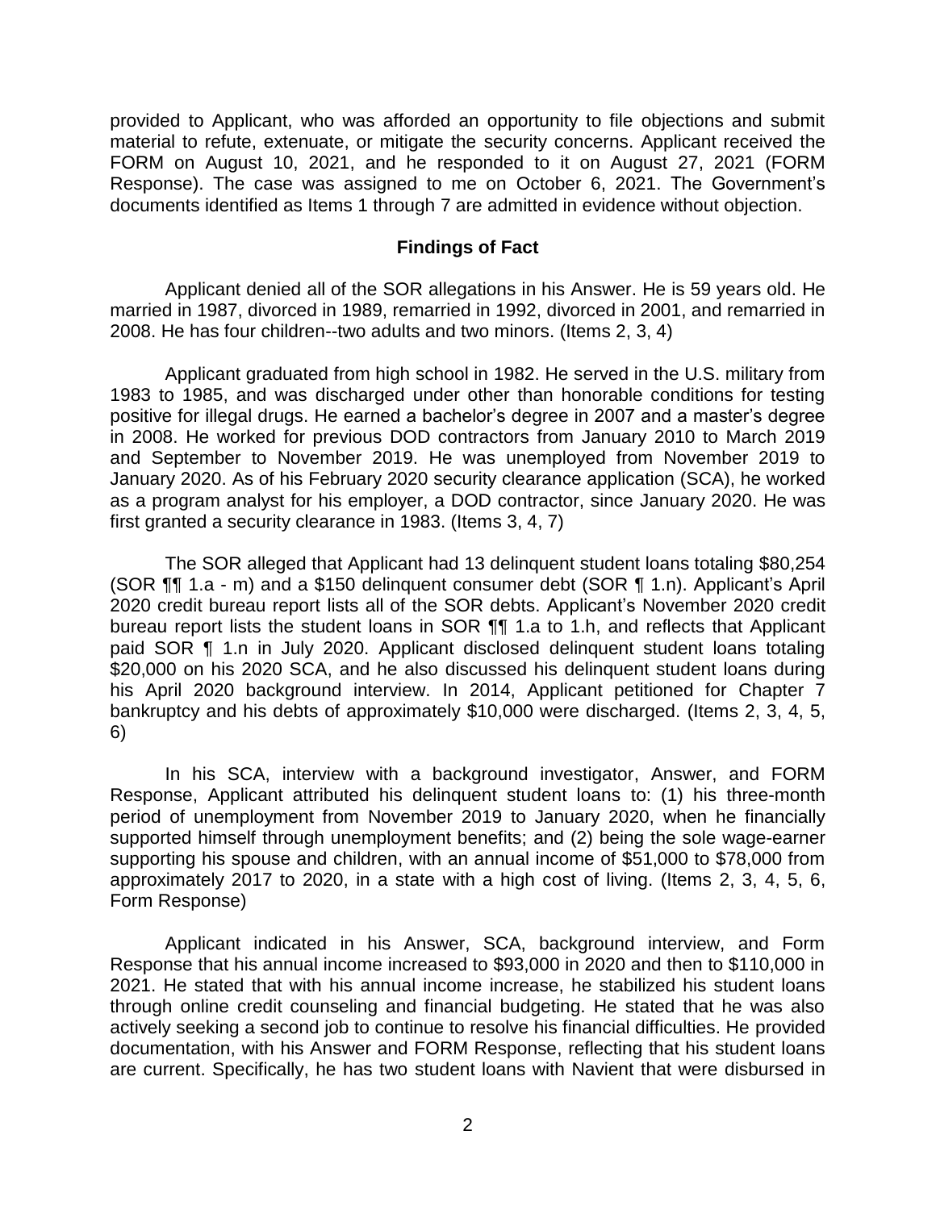provided to Applicant, who was afforded an opportunity to file objections and submit material to refute, extenuate, or mitigate the security concerns. Applicant received the FORM on August 10, 2021, and he responded to it on August 27, 2021 (FORM Response). The case was assigned to me on October 6, 2021. The Government's documents identified as Items 1 through 7 are admitted in evidence without objection.

## Findings of Fact

Applicant denied all of the SOR allegations in his Answer. He is 59 years old. He married in 1987, divorced in 1989, remarried in 1992, divorced in 2001, and remarried in 2008. He has four children--two adults and two minors. (Items 2, 3, 4)

Applicant graduated from high school in 1982. He served in the U.S. military from 1983 to 1985, and was discharged under other than honorable conditions for testing positive for illegal drugs. He earned a bachelor's degree in 2007 and a master's degree in 2008. He worked for previous DOD contractors from January 2010 to March 2019 and September to November 2019. He was unemployed from November 2019 to January 2020. As of his February 2020 security clearance application (SCA), he worked as a program analyst for his employer, a DOD contractor, since January 2020. He was first granted a security clearance in 1983. (Items 3, 4, 7)

The SOR alleged that Applicant had 13 delinquent student loans totaling $80,254 (SOR ¶¶ 1.a - m) and a $150 delinquent consumer debt (SOR ¶ 1.n). Applicant's April 2020 credit bureau report lists all of the SOR debts. Applicant's November 2020 credit bureau report lists the student loans in SOR ¶¶ 1.a to 1.h, and reflects that Applicant paid SOR ¶ 1.n in July 2020. Applicant disclosed delinquent student loans totaling $20,000 on his 2020 SCA, and he also discussed his delinquent student loans during his April 2020 background interview. In 2014, Applicant petitioned for Chapter 7 bankruptcy and his debts of approximately $10,000 were discharged. (Items 2, 3, 4, 5, 6)

In his SCA, interview with a background investigator, Answer, and FORM Response, Applicant attributed his delinquent student loans to: (1) his three-month period of unemployment from November 2019 to January 2020, when he financially supported himself through unemployment benefits; and (2) being the sole wage-earner supporting his spouse and children, with an annual income of $51,000 to $78,000 from approximately 2017 to 2020, in a state with a high cost of living. (Items 2, 3, 4, 5, 6, Form Response)

Applicant indicated in his Answer, SCA, background interview, and Form Response that his annual income increased to $93,000 in 2020 and then to $110,000 in 2021. He stated that with his annual income increase, he stabilized his student loans through online credit counseling and financial budgeting. He stated that he was also actively seeking a second job to continue to resolve his financial difficulties. He provided documentation, with his Answer and FORM Response, reflecting that his student loans are current. Specifically, he has two student loans with Navient that were disbursed in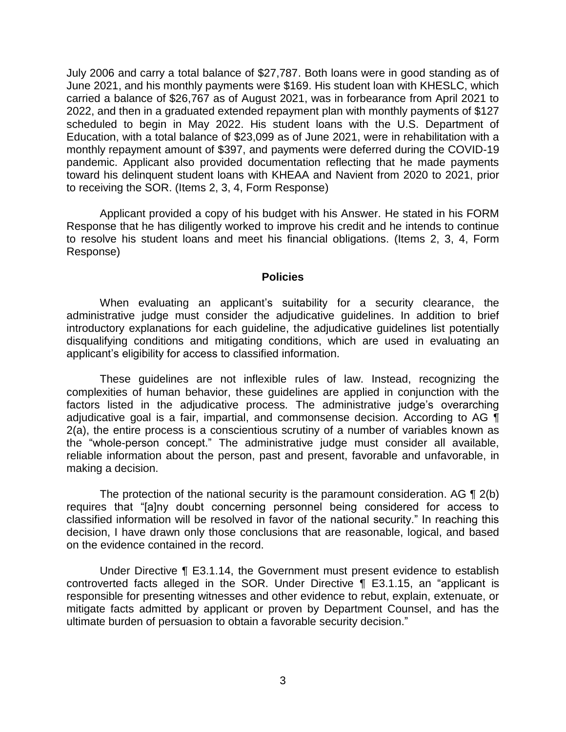July 2006 and carry a total balance of $27,787. Both loans were in good standing as of June 2021, and his monthly payments were $169. His student loan with KHESLC, which carried a balance of $26,767 as of August 2021, was in forbearance from April 2021 to 2022, and then in a graduated extended repayment plan with monthly payments of $127 scheduled to begin in May 2022. His student loans with the U.S. Department of Education, with a total balance of $23,099 as of June 2021, were in rehabilitation with a monthly repayment amount of $397, and payments were deferred during the COVID-19 pandemic. Applicant also provided documentation reflecting that he made payments toward his delinquent student loans with KHEAA and Navient from 2020 to 2021, prior to receiving the SOR. (Items 2, 3, 4, Form Response)

Applicant provided a copy of his budget with his Answer. He stated in his FORM Response that he has diligently worked to improve his credit and he intends to continue to resolve his student loans and meet his financial obligations. (Items 2, 3, 4, Form Response)

## Policies

When evaluating an applicant's suitability for a security clearance, the administrative judge must consider the adjudicative guidelines. In addition to brief introductory explanations for each guideline, the adjudicative guidelines list potentially disqualifying conditions and mitigating conditions, which are used in evaluating an applicant's eligibility for access to classified information.

These guidelines are not inflexible rules of law. Instead, recognizing the complexities of human behavior, these guidelines are applied in conjunction with the factors listed in the adjudicative process. The administrative judge's overarching adjudicative goal is a fair, impartial, and commonsense decision. According to AG ¶ 2(a), the entire process is a conscientious scrutiny of a number of variables known as the "whole-person concept." The administrative judge must consider all available, reliable information about the person, past and present, favorable and unfavorable, in making a decision.

The protection of the national security is the paramount consideration. AG ¶ 2(b) requires that "[a]ny doubt concerning personnel being considered for access to classified information will be resolved in favor of the national security." In reaching this decision, I have drawn only those conclusions that are reasonable, logical, and based on the evidence contained in the record.

Under Directive ¶ E3.1.14, the Government must present evidence to establish controverted facts alleged in the SOR. Under Directive ¶ E3.1.15, an "applicant is responsible for presenting witnesses and other evidence to rebut, explain, extenuate, or mitigate facts admitted by applicant or proven by Department Counsel, and has the ultimate burden of persuasion to obtain a favorable security decision."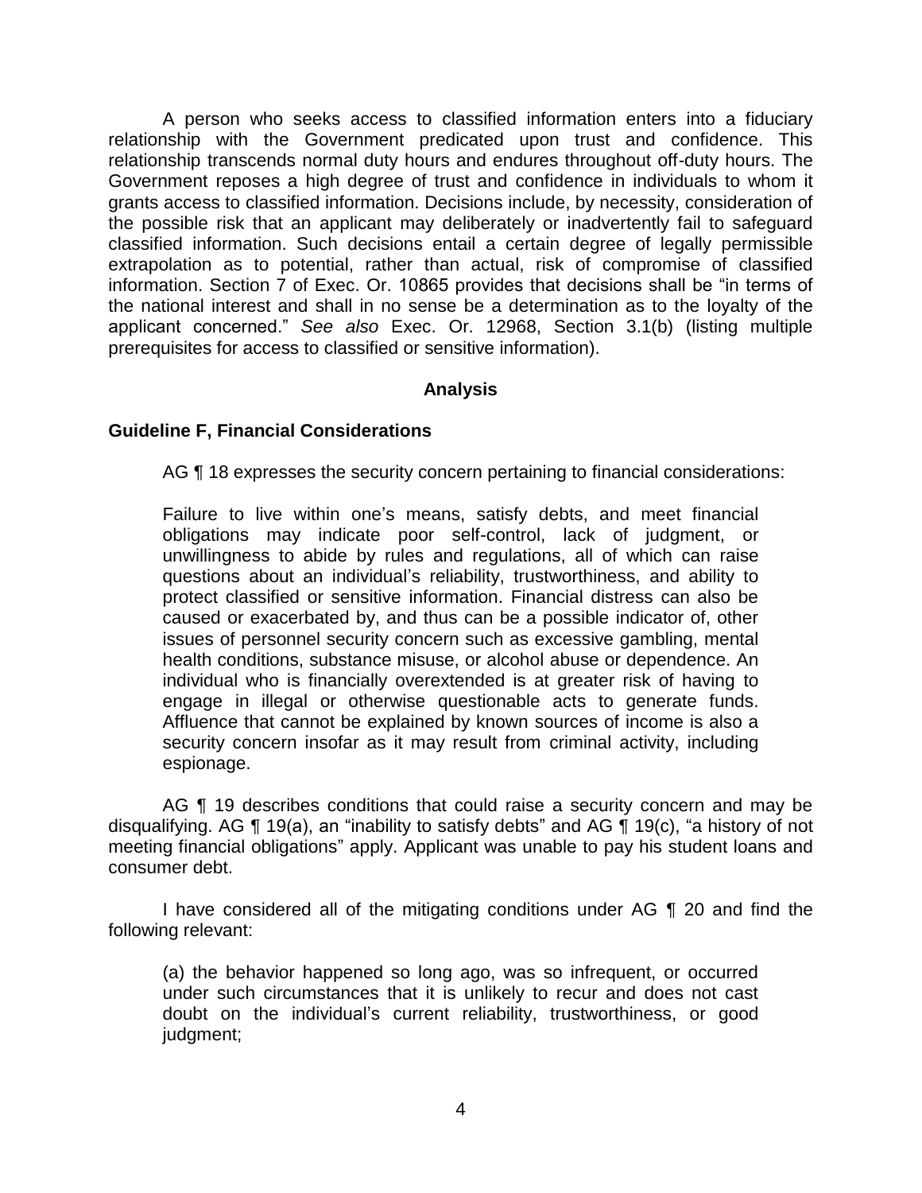A person who seeks access to classified information enters into a fiduciary relationship with the Government predicated upon trust and confidence. This relationship transcends normal duty hours and endures throughout off-duty hours. The Government reposes a high degree of trust and confidence in individuals to whom it grants access to classified information. Decisions include, by necessity, consideration of the possible risk that an applicant may deliberately or inadvertently fail to safeguard classified information. Such decisions entail a certain degree of legally permissible extrapolation as to potential, rather than actual, risk of compromise of classified information. Section 7 of Exec. Or. 10865 provides that decisions shall be "in terms of the national interest and shall in no sense be a determination as to the loyalty of the applicant concerned." *See also* Exec. Or. 12968, Section 3.1(b) (listing multiple prerequisites for access to classified or sensitive information).

## Analysis

### Guideline F, Financial Considerations

AG ¶ 18 expresses the security concern pertaining to financial considerations:

> Failure to live within one's means, satisfy debts, and meet financial obligations may indicate poor self-control, lack of judgment, or unwillingness to abide by rules and regulations, all of which can raise questions about an individual's reliability, trustworthiness, and ability to protect classified or sensitive information. Financial distress can also be caused or exacerbated by, and thus can be a possible indicator of, other issues of personnel security concern such as excessive gambling, mental health conditions, substance misuse, or alcohol abuse or dependence. An individual who is financially overextended is at greater risk of having to engage in illegal or otherwise questionable acts to generate funds. Affluence that cannot be explained by known sources of income is also a security concern insofar as it may result from criminal activity, including espionage.

AG ¶ 19 describes conditions that could raise a security concern and may be disqualifying. AG ¶ 19(a), an "inability to satisfy debts" and AG ¶ 19(c), "a history of not meeting financial obligations" apply. Applicant was unable to pay his student loans and consumer debt.

I have considered all of the mitigating conditions under AG ¶ 20 and find the following relevant:

> (a) the behavior happened so long ago, was so infrequent, or occurred under such circumstances that it is unlikely to recur and does not cast doubt on the individual's current reliability, trustworthiness, or good judgment;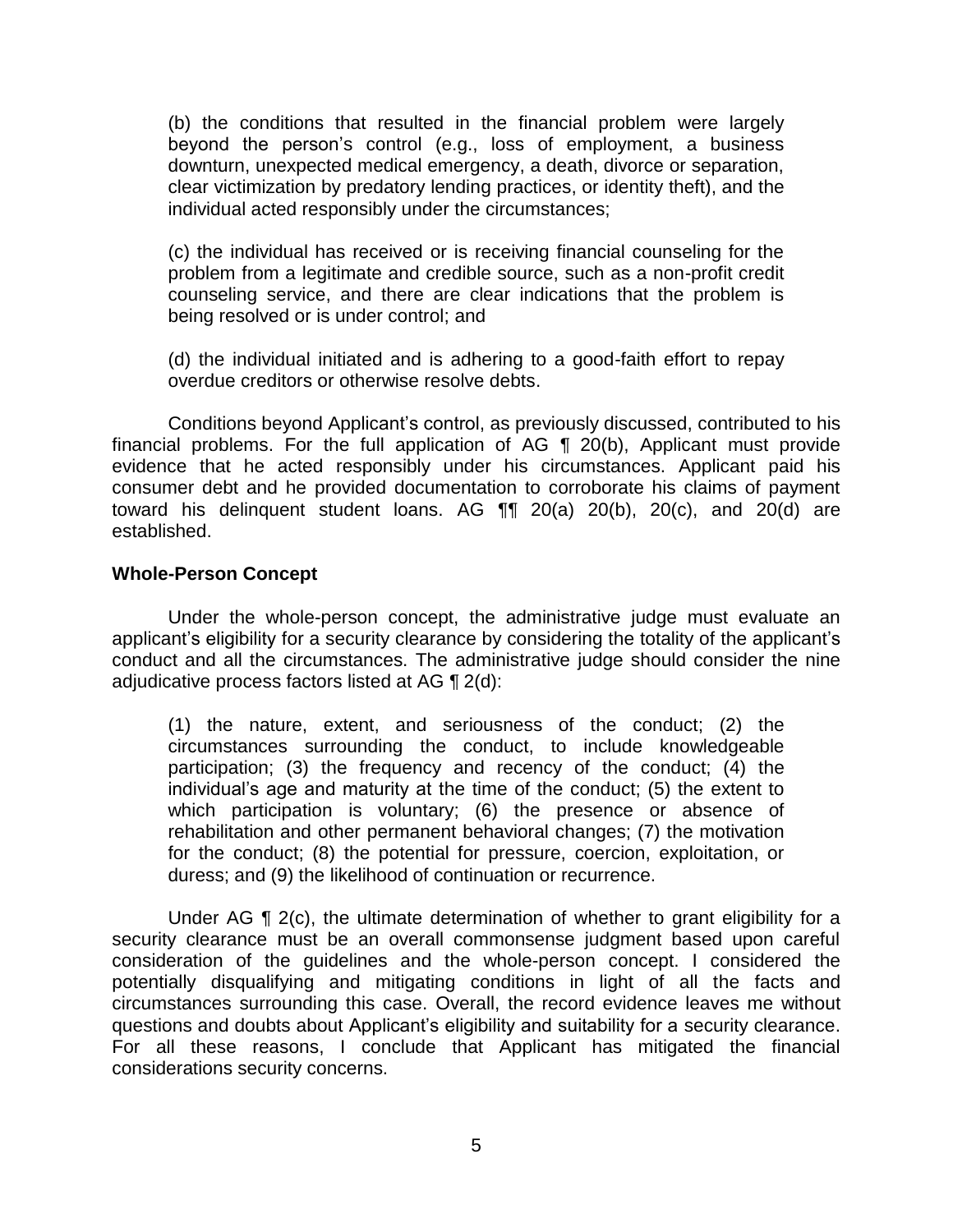(b) the conditions that resulted in the financial problem were largely beyond the person's control (e.g., loss of employment, a business downturn, unexpected medical emergency, a death, divorce or separation, clear victimization by predatory lending practices, or identity theft), and the individual acted responsibly under the circumstances;

(c) the individual has received or is receiving financial counseling for the problem from a legitimate and credible source, such as a non-profit credit counseling service, and there are clear indications that the problem is being resolved or is under control; and

(d) the individual initiated and is adhering to a good-faith effort to repay overdue creditors or otherwise resolve debts.

Conditions beyond Applicant's control, as previously discussed, contributed to his financial problems. For the full application of AG ¶ 20(b), Applicant must provide evidence that he acted responsibly under his circumstances. Applicant paid his consumer debt and he provided documentation to corroborate his claims of payment toward his delinquent student loans. AG ¶¶ 20(a) 20(b), 20(c), and 20(d) are established.

**Whole-Person Concept**

Under the whole-person concept, the administrative judge must evaluate an applicant's eligibility for a security clearance by considering the totality of the applicant's conduct and all the circumstances. The administrative judge should consider the nine adjudicative process factors listed at AG ¶ 2(d):

(1) the nature, extent, and seriousness of the conduct; (2) the circumstances surrounding the conduct, to include knowledgeable participation; (3) the frequency and recency of the conduct; (4) the individual's age and maturity at the time of the conduct; (5) the extent to which participation is voluntary; (6) the presence or absence of rehabilitation and other permanent behavioral changes; (7) the motivation for the conduct; (8) the potential for pressure, coercion, exploitation, or duress; and (9) the likelihood of continuation or recurrence.

Under AG ¶ 2(c), the ultimate determination of whether to grant eligibility for a security clearance must be an overall commonsense judgment based upon careful consideration of the guidelines and the whole-person concept. I considered the potentially disqualifying and mitigating conditions in light of all the facts and circumstances surrounding this case. Overall, the record evidence leaves me without questions and doubts about Applicant's eligibility and suitability for a security clearance. For all these reasons, I conclude that Applicant has mitigated the financial considerations security concerns.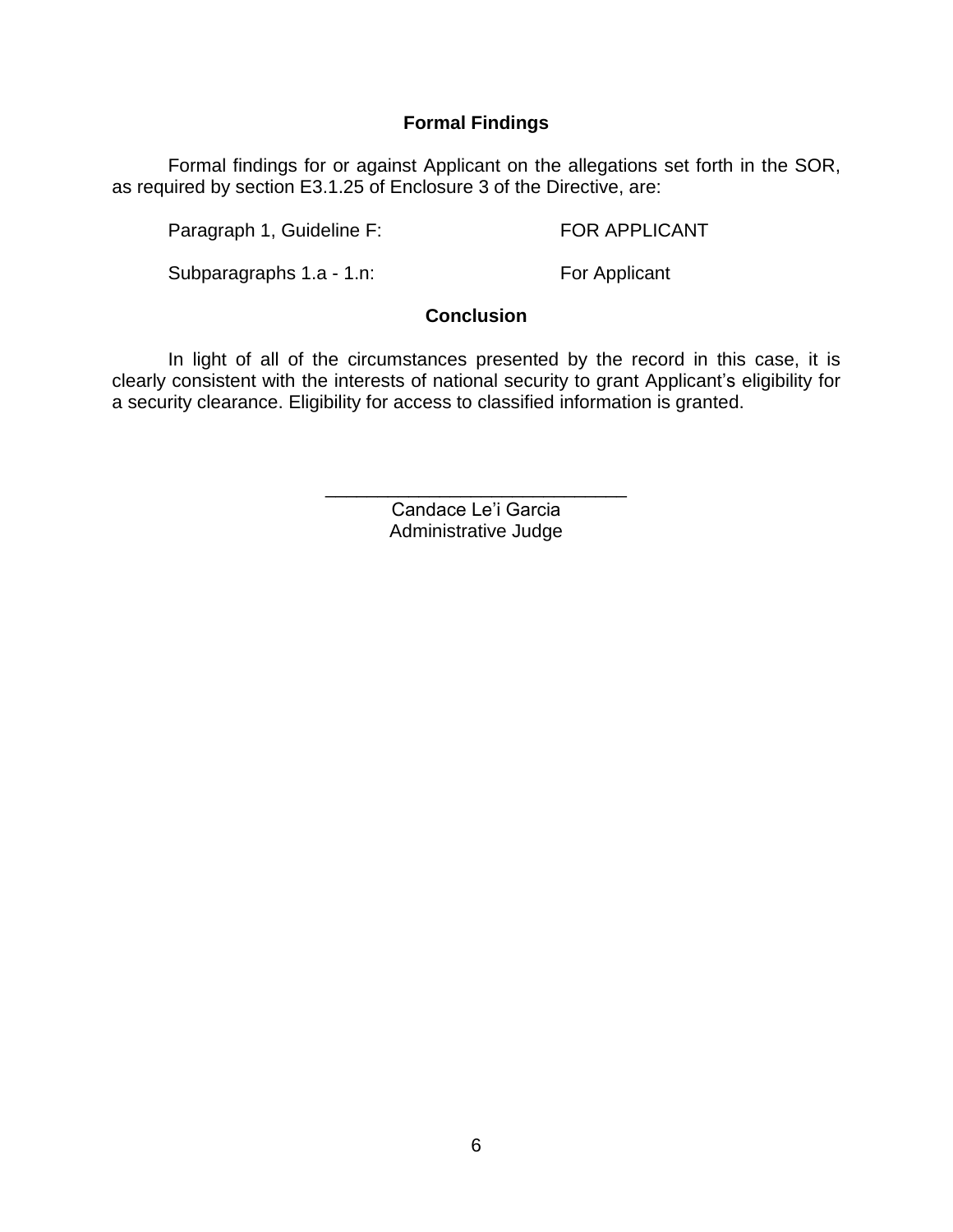## Formal Findings

Formal findings for or against Applicant on the allegations set forth in the SOR, as required by section E3.1.25 of Enclosure 3 of the Directive, are:

| | |
|---|---|
| Paragraph 1, Guideline F: | FOR APPLICANT |
| Subparagraphs 1.a - 1.n: | For Applicant |

## Conclusion

In light of all of the circumstances presented by the record in this case, it is clearly consistent with the interests of national security to grant Applicant's eligibility for a security clearance. Eligibility for access to classified information is granted.

\_\_\_\_\_\_\_\_\_\_\_\_\_\_\_\_\_\_\_\_\_\_\_\_\_\_\_\_\_\_

Candace Le'i Garcia
Administrative Judge